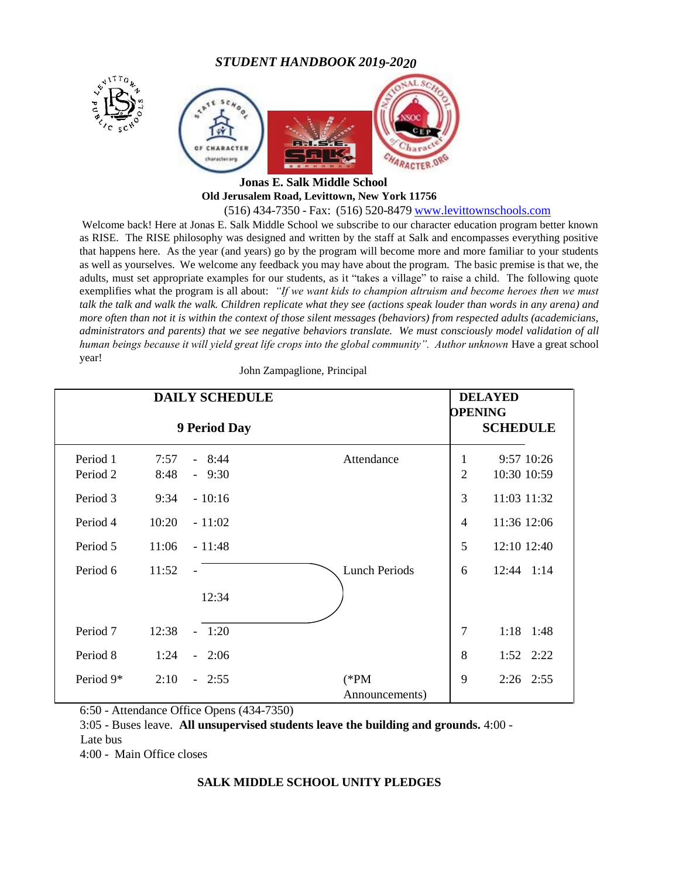# *STUDENT HANDBOOK 2019-2020*

**Jonas E. Salk Middle School**
**Old Jerusalem Road, Levittown, New York 11756**
(516) 434-7350 - Fax: (516) 520-8479 www.levittownschools.com

Welcome back! Here at Jonas E. Salk Middle School we subscribe to our character education program better known as RISE. The RISE philosophy was designed and written by the staff at Salk and encompasses everything positive that happens here. As the year (and years) go by the program will become more and more familiar to your students as well as yourselves. We welcome any feedback you may have about the program. The basic premise is that we, the adults, must set appropriate examples for our students, as it "takes a village" to raise a child. The following quote exemplifies what the program is all about: *"If we want kids to champion altruism and become heroes then we must talk the talk and walk the walk. Children replicate what they see (actions speak louder than words in any arena) and more often than not it is within the context of those silent messages (behaviors) from respected adults (academicians, administrators and parents) that we see negative behaviors translate. We must consciously model validation of all human beings because it will yield great life crops into the global community". Author unknown* Have a great school year!

John Zampaglione, Principal

| DAILY SCHEDULE 9 Period Day | | | DELAYED OPENING SCHEDULE | |
|---|---|---|---|---|
| Period 1 | 7:57 - 8:44 | Attendance | 1 | 9:57 10:26 |
| Period 2 | 8:48 - 9:30 | | 2 | 10:30 10:59 |
| Period 3 | 9:34 - 10:16 | | 3 | 11:03 11:32 |
| Period 4 | 10:20 - 11:02 | | 4 | 11:36 12:06 |
| Period 5 | 11:06 - 11:48 | | 5 | 12:10 12:40 |
| Period 6 | 11:52 - 12:34 | Lunch Periods | 6 | 12:44 1:14 |
| Period 7 | 12:38 - 1:20 | | 7 | 1:18 1:48 |
| Period 8 | 1:24 - 2:06 | | 8 | 1:52 2:22 |
| Period 9* | 2:10 - 2:55 | (*PM Announcements) | 9 | 2:26 2:55 |

6:50 - Attendance Office Opens (434-7350)
3:05 - Buses leave. **All unsupervised students leave the building and grounds.** 4:00 - Late bus
4:00 - Main Office closes

## SALK MIDDLE SCHOOL UNITY PLEDGES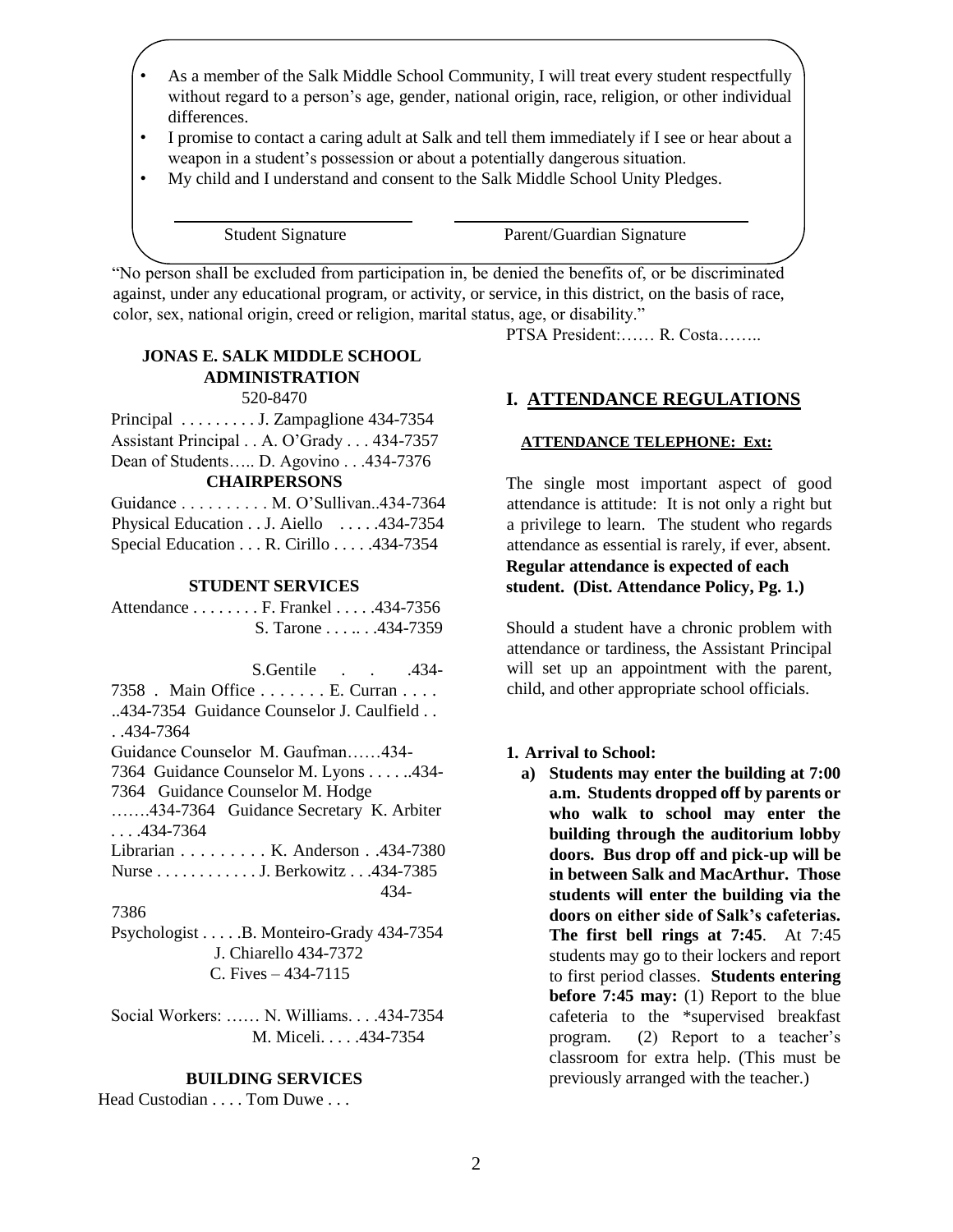- As a member of the Salk Middle School Community, I will treat every student respectfully without regard to a person's age, gender, national origin, race, religion, or other individual differences.
- I promise to contact a caring adult at Salk and tell them immediately if I see or hear about a weapon in a student's possession or about a potentially dangerous situation.
- My child and I understand and consent to the Salk Middle School Unity Pledges.

\_\_\_\_\_\_\_\_\_\_\_\_\_\_\_\_\_\_\_\_\_\_\_\_\_\_ Student Signature

\_\_\_\_\_\_\_\_\_\_\_\_\_\_\_\_\_\_\_\_\_\_\_\_\_\_ Parent/Guardian Signature

"No person shall be excluded from participation in, be denied the benefits of, or be discriminated against, under any educational program, or activity, or service, in this district, on the basis of race, color, sex, national origin, creed or religion, marital status, age, or disability."

## JONAS E. SALK MIDDLE SCHOOL ADMINISTRATION

520-8470

Principal . . . . . . . . . J. Zampaglione 434-7354
Assistant Principal . . A. O'Grady . . . 434-7357
Dean of Students….. D. Agovino . . .434-7376

### CHAIRPERSONS

Guidance . . . . . . . . . . M. O'Sullivan..434-7364
Physical Education . . J. Aiello . . . . .434-7354
Special Education . . . R. Cirillo . . . . .434-7354

### STUDENT SERVICES

Attendance . . . . . . . . F. Frankel . . . . .434-7356
S. Tarone . . . .. . .434-7359
S.Gentile . . .434-7358
Main Office . . . . . . . E. Curran . . . . ..434-7354
Guidance Counselor J. Caulfield . . . .434-7364
Guidance Counselor M. Gaufman……434-7364
Guidance Counselor M. Lyons . . . . ..434-7364
Guidance Counselor M. Hodge …….434-7364
Guidance Secretary K. Arbiter . . . .434-7364
Librarian . . . . . . . . . K. Anderson . .434-7380
Nurse . . . . . . . . . . . J. Berkowitz . . .434-7385
434-7386
Psychologist . . . . .B. Monteiro-Grady 434-7354
J. Chiarello 434-7372
C. Fives – 434-7115

Social Workers: …… N. Williams. . . .434-7354
M. Miceli. . . . .434-7354

### BUILDING SERVICES

Head Custodian . . . . Tom Duwe . . .

PTSA President:…… R. Costa……..

## I. ATTENDANCE REGULATIONS

**ATTENDANCE TELEPHONE: Ext:**

The single most important aspect of good attendance is attitude: It is not only a right but a privilege to learn. The student who regards attendance as essential is rarely, if ever, absent. **Regular attendance is expected of each student. (Dist. Attendance Policy, Pg. 1.)**

Should a student have a chronic problem with attendance or tardiness, the Assistant Principal will set up an appointment with the parent, child, and other appropriate school officials.

**1. Arrival to School:**

a) **Students may enter the building at 7:00 a.m. Students dropped off by parents or who walk to school may enter the building through the auditorium lobby doors. Bus drop off and pick-up will be in between Salk and MacArthur. Those students will enter the building via the doors on either side of Salk's cafeterias. The first bell rings at 7:45**. At 7:45 students may go to their lockers and report to first period classes. **Students entering before 7:45 may:** (1) Report to the blue cafeteria to the *supervised breakfast program. (2) Report to a teacher's classroom for extra help. (This must be previously arranged with the teacher.)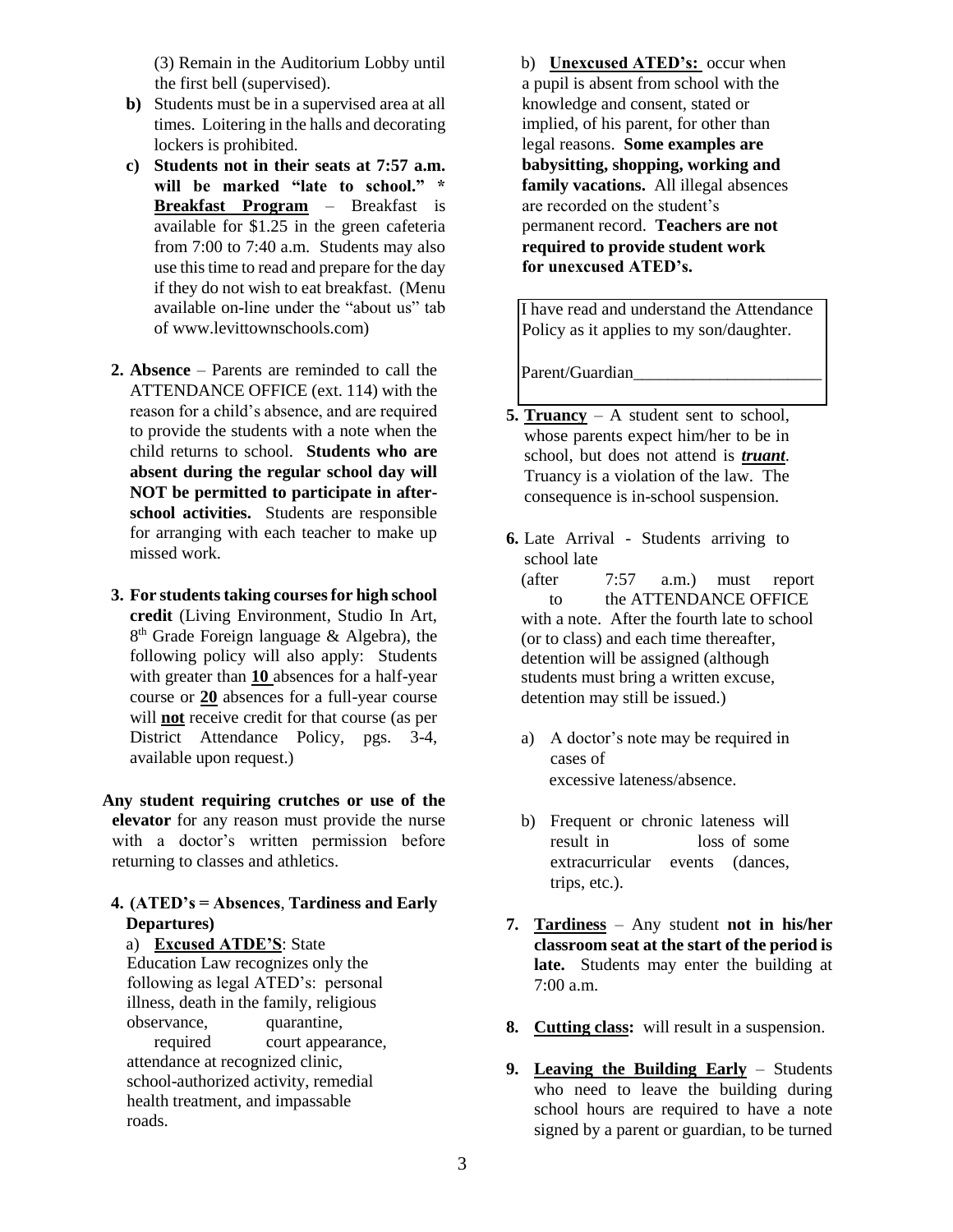(3) Remain in the Auditorium Lobby until the first bell (supervised).

**b)** Students must be in a supervised area at all times. Loitering in the halls and decorating lockers is prohibited.

**c) Students not in their seats at 7:57 a.m. will be marked "late to school." *** **Breakfast Program** – Breakfast is available for $1.25 in the green cafeteria from 7:00 to 7:40 a.m. Students may also use this time to read and prepare for the day if they do not wish to eat breakfast. (Menu available on-line under the "about us" tab of www.levittownschools.com)

**2. Absence** – Parents are reminded to call the ATTENDANCE OFFICE (ext. 114) with the reason for a child's absence, and are required to provide the students with a note when the child returns to school. **Students who are absent during the regular school day will NOT be permitted to participate in after-school activities.** Students are responsible for arranging with each teacher to make up missed work.

**3. For students taking courses for high school credit** (Living Environment, Studio In Art, 8th Grade Foreign language & Algebra), the following policy will also apply: Students with greater than **10** absences for a half-year course or **20** absences for a full-year course will **not** receive credit for that course (as per District Attendance Policy, pgs. 3-4, available upon request.)

**Any student requiring crutches or use of the elevator** for any reason must provide the nurse with a doctor's written permission before returning to classes and athletics.

**4. (ATED's = Absences**, **Tardiness and Early Departures)**

a) **Excused ATDE'S**: State Education Law recognizes only the following as legal ATED's: personal illness, death in the family, religious observance, quarantine, required court appearance, attendance at recognized clinic, school-authorized activity, remedial health treatment, and impassable roads.

b) **Unexcused ATED's:** occur when a pupil is absent from school with the knowledge and consent, stated or implied, of his parent, for other than legal reasons. **Some examples are babysitting, shopping, working and family vacations.** All illegal absences are recorded on the student's permanent record. **Teachers are not required to provide student work for unexcused ATED's.**

I have read and understand the Attendance Policy as it applies to my son/daughter.

Parent/Guardian______________________

**5. Truancy** – A student sent to school, whose parents expect him/her to be in school, but does not attend is ***truant***. Truancy is a violation of the law. The consequence is in-school suspension.

**6.** Late Arrival - Students arriving to school late (after 7:57 a.m.) must report to the ATTENDANCE OFFICE with a note. After the fourth late to school (or to class) and each time thereafter, detention will be assigned (although students must bring a written excuse, detention may still be issued.)

a) A doctor's note may be required in cases of excessive lateness/absence.

b) Frequent or chronic lateness will result in loss of some extracurricular events (dances, trips, etc.).

**7. Tardiness** – Any student **not in his/her classroom seat at the start of the period is late.** Students may enter the building at 7:00 a.m.

**8. Cutting class:** will result in a suspension.

**9. Leaving the Building Early** – Students who need to leave the building during school hours are required to have a note signed by a parent or guardian, to be turned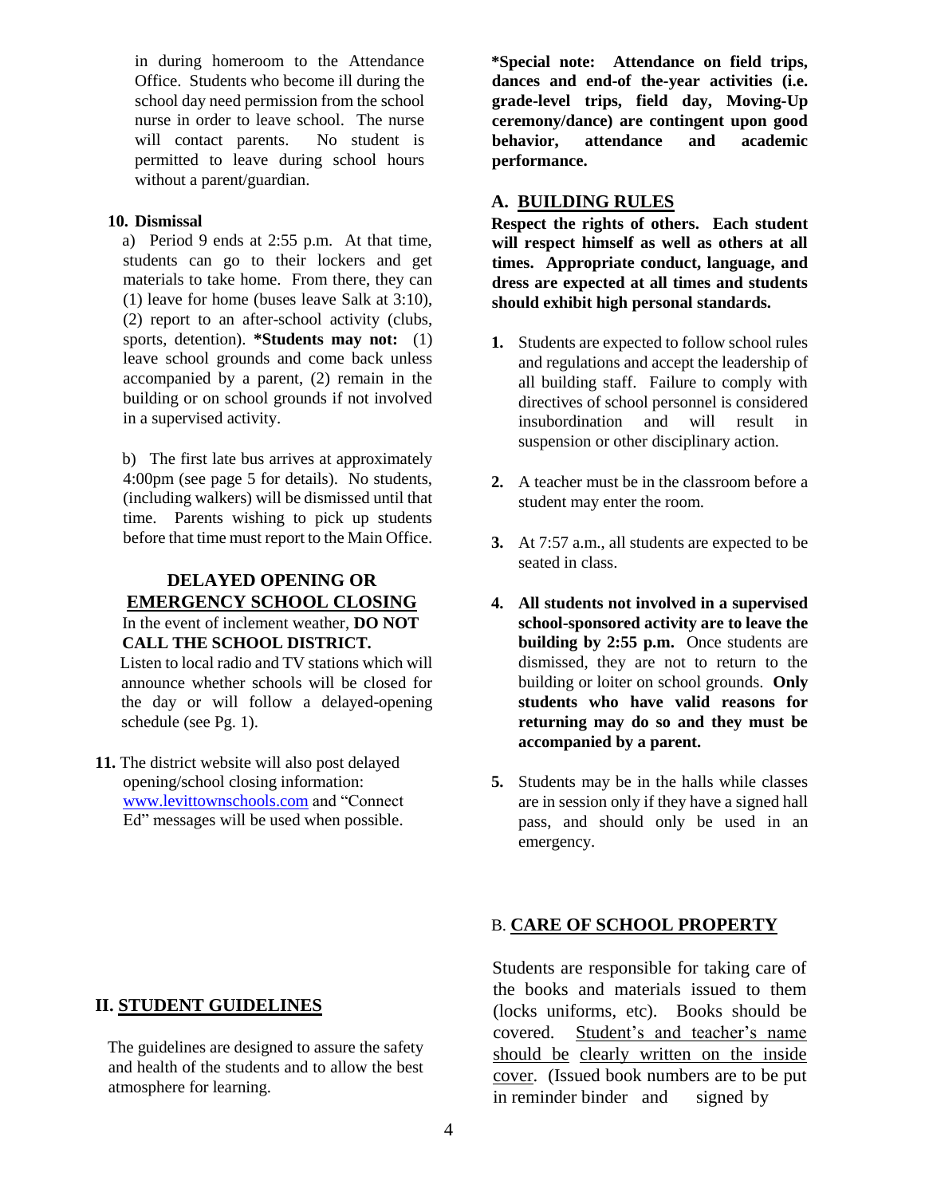in during homeroom to the Attendance Office. Students who become ill during the school day need permission from the school nurse in order to leave school. The nurse will contact parents. No student is permitted to leave during school hours without a parent/guardian.

**10. Dismissal**

a) Period 9 ends at 2:55 p.m. At that time, students can go to their lockers and get materials to take home. From there, they can (1) leave for home (buses leave Salk at 3:10), (2) report to an after-school activity (clubs, sports, detention). ***Students may not:** (1) leave school grounds and come back unless accompanied by a parent, (2) remain in the building or on school grounds if not involved in a supervised activity.

b) The first late bus arrives at approximately 4:00pm (see page 5 for details). No students, (including walkers) will be dismissed until that time. Parents wishing to pick up students before that time must report to the Main Office.

### DELAYED OPENING OR EMERGENCY SCHOOL CLOSING

In the event of inclement weather, **DO NOT CALL THE SCHOOL DISTRICT.**
Listen to local radio and TV stations which will announce whether schools will be closed for the day or will follow a delayed-opening schedule (see Pg. 1).

**11.** The district website will also post delayed opening/school closing information: www.levittownschools.com and "Connect Ed" messages will be used when possible.

## II. STUDENT GUIDELINES

The guidelines are designed to assure the safety and health of the students and to allow the best atmosphere for learning.

***Special note: Attendance on field trips, dances and end-of the-year activities (i.e. grade-level trips, field day, Moving-Up ceremony/dance) are contingent upon good behavior, attendance and academic performance.**

### A. BUILDING RULES

**Respect the rights of others. Each student will respect himself as well as others at all times. Appropriate conduct, language, and dress are expected at all times and students should exhibit high personal standards.**

1. Students are expected to follow school rules and regulations and accept the leadership of all building staff. Failure to comply with directives of school personnel is considered insubordination and will result in suspension or other disciplinary action.

2. A teacher must be in the classroom before a student may enter the room.

3. At 7:57 a.m., all students are expected to be seated in class.

4. **All students not involved in a supervised school-sponsored activity are to leave the building by 2:55 p.m.** Once students are dismissed, they are not to return to the building or loiter on school grounds. **Only students who have valid reasons for returning may do so and they must be accompanied by a parent.**

5. Students may be in the halls while classes are in session only if they have a signed hall pass, and should only be used in an emergency.

### B. CARE OF SCHOOL PROPERTY

Students are responsible for taking care of the books and materials issued to them (locks uniforms, etc). Books should be covered. Student's and teacher's name should be clearly written on the inside cover. (Issued book numbers are to be put in reminder binder and signed by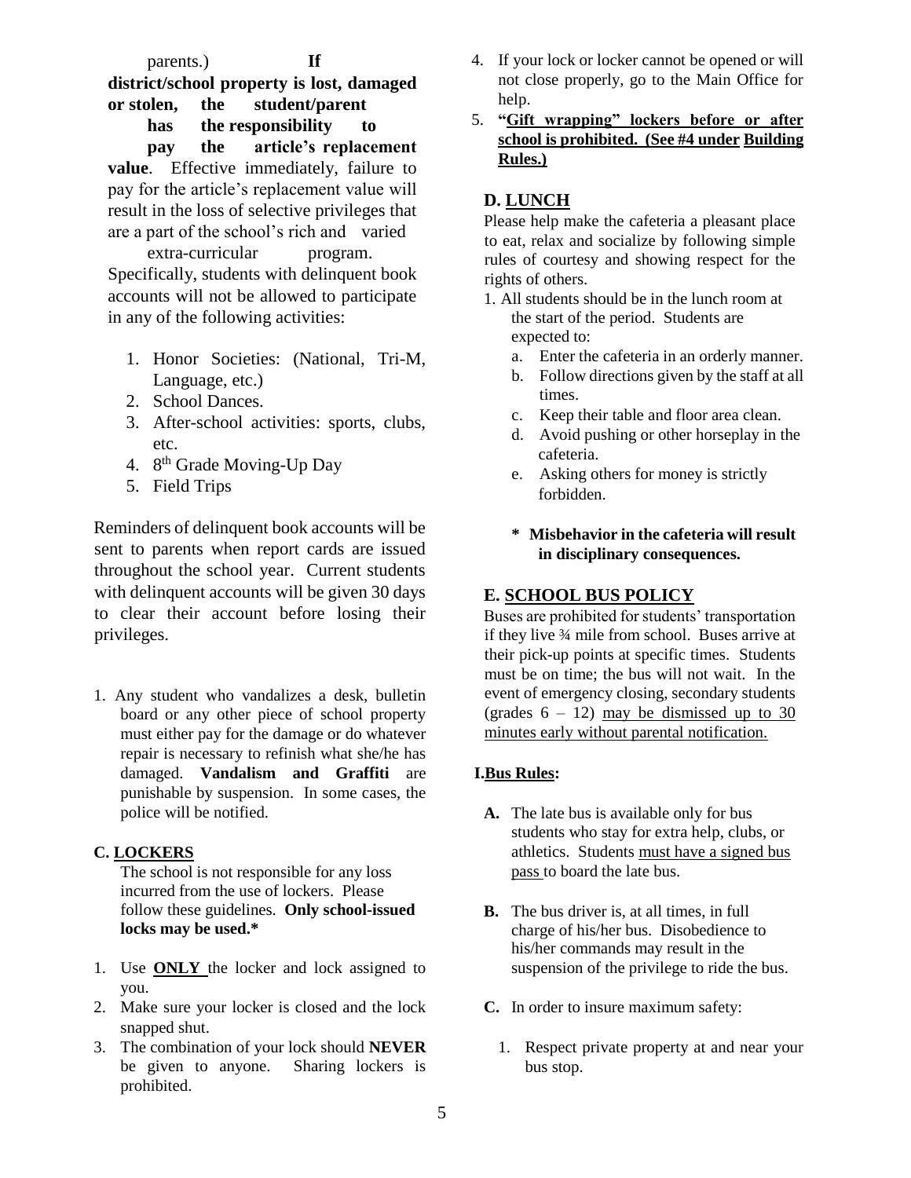parents.) **If district/school property is lost, damaged or stolen, the student/parent has the responsibility to pay the article's replacement value**. Effective immediately, failure to pay for the article's replacement value will result in the loss of selective privileges that are a part of the school's rich and varied extra-curricular program. Specifically, students with delinquent book accounts will not be allowed to participate in any of the following activities:

1. Honor Societies: (National, Tri-M, Language, etc.)
2. School Dances.
3. After-school activities: sports, clubs, etc.
4. 8th Grade Moving-Up Day
5. Field Trips

Reminders of delinquent book accounts will be sent to parents when report cards are issued throughout the school year. Current students with delinquent accounts will be given 30 days to clear their account before losing their privileges.

1. Any student who vandalizes a desk, bulletin board or any other piece of school property must either pay for the damage or do whatever repair is necessary to refinish what she/he has damaged. **Vandalism and Graffiti** are punishable by suspension. In some cases, the police will be notified.

## C. LOCKERS

The school is not responsible for any loss incurred from the use of lockers. Please follow these guidelines. **Only school-issued locks may be used.***

1. Use **ONLY** the locker and lock assigned to you.
2. Make sure your locker is closed and the lock snapped shut.
3. The combination of your lock should **NEVER** be given to anyone. Sharing lockers is prohibited.
4. If your lock or locker cannot be opened or will not close properly, go to the Main Office for help.
5. **"Gift wrapping" lockers before or after school is prohibited. (See #4 under Building Rules.)**

## D. LUNCH

Please help make the cafeteria a pleasant place to eat, relax and socialize by following simple rules of courtesy and showing respect for the rights of others.

1. All students should be in the lunch room at the start of the period. Students are expected to:
   a. Enter the cafeteria in an orderly manner.
   b. Follow directions given by the staff at all times.
   c. Keep their table and floor area clean.
   d. Avoid pushing or other horseplay in the cafeteria.
   e. Asking others for money is strictly forbidden.

**\* Misbehavior in the cafeteria will result in disciplinary consequences.**

## E. SCHOOL BUS POLICY

Buses are prohibited for students' transportation if they live ¾ mile from school. Buses arrive at their pick-up points at specific times. Students must be on time; the bus will not wait. In the event of emergency closing, secondary students (grades 6 – 12) <u>may be dismissed up to 30 minutes early without parental notification.</u>

### I. Bus Rules:

**A.** The late bus is available only for bus students who stay for extra help, clubs, or athletics. Students <u>must have a signed bus pass</u> to board the late bus.

**B.** The bus driver is, at all times, in full charge of his/her bus. Disobedience to his/her commands may result in the suspension of the privilege to ride the bus.

**C.** In order to insure maximum safety:

1. Respect private property at and near your bus stop.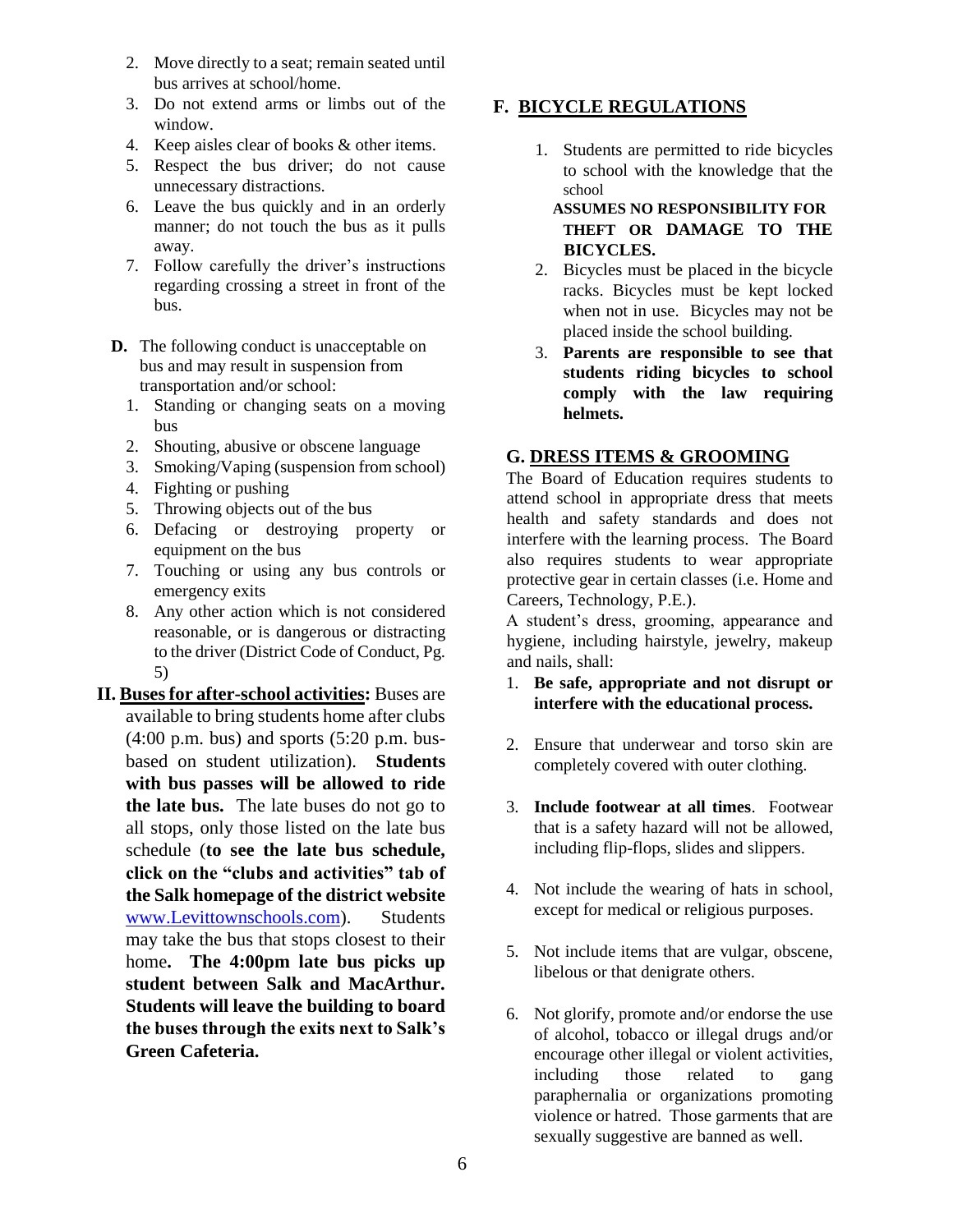2. Move directly to a seat; remain seated until bus arrives at school/home.
3. Do not extend arms or limbs out of the window.
4. Keep aisles clear of books & other items.
5. Respect the bus driver; do not cause unnecessary distractions.
6. Leave the bus quickly and in an orderly manner; do not touch the bus as it pulls away.
7. Follow carefully the driver's instructions regarding crossing a street in front of the bus.

**D.** The following conduct is unacceptable on bus and may result in suspension from transportation and/or school:

1. Standing or changing seats on a moving bus
2. Shouting, abusive or obscene language
3. Smoking/Vaping (suspension from school)
4. Fighting or pushing
5. Throwing objects out of the bus
6. Defacing or destroying property or equipment on the bus
7. Touching or using any bus controls or emergency exits
8. Any other action which is not considered reasonable, or is dangerous or distracting to the driver (District Code of Conduct, Pg. 5)

**II. Buses for after-school activities:** Buses are available to bring students home after clubs (4:00 p.m. bus) and sports (5:20 p.m. bus-based on student utilization). **Students with bus passes will be allowed to ride the late bus.** The late buses do not go to all stops, only those listed on the late bus schedule (**to see the late bus schedule, click on the "clubs and activities" tab of the Salk homepage of the district website** [www.Levittownschools.com](www.Levittownschools.com)). Students may take the bus that stops closest to their home**. The 4:00pm late bus picks up student between Salk and MacArthur. Students will leave the building to board the buses through the exits next to Salk's Green Cafeteria.**

## F. BICYCLE REGULATIONS

1. Students are permitted to ride bicycles to school with the knowledge that the school **ASSUMES NO RESPONSIBILITY FOR THEFT OR DAMAGE TO THE BICYCLES.**
2. Bicycles must be placed in the bicycle racks. Bicycles must be kept locked when not in use. Bicycles may not be placed inside the school building.
3. **Parents are responsible to see that students riding bicycles to school comply with the law requiring helmets.**

## G. DRESS ITEMS & GROOMING

The Board of Education requires students to attend school in appropriate dress that meets health and safety standards and does not interfere with the learning process. The Board also requires students to wear appropriate protective gear in certain classes (i.e. Home and Careers, Technology, P.E.).

A student's dress, grooming, appearance and hygiene, including hairstyle, jewelry, makeup and nails, shall:

1. **Be safe, appropriate and not disrupt or interfere with the educational process.**
2. Ensure that underwear and torso skin are completely covered with outer clothing.
3. **Include footwear at all times**. Footwear that is a safety hazard will not be allowed, including flip-flops, slides and slippers.
4. Not include the wearing of hats in school, except for medical or religious purposes.
5. Not include items that are vulgar, obscene, libelous or that denigrate others.
6. Not glorify, promote and/or endorse the use of alcohol, tobacco or illegal drugs and/or encourage other illegal or violent activities, including those related to gang paraphernalia or organizations promoting violence or hatred. Those garments that are sexually suggestive are banned as well.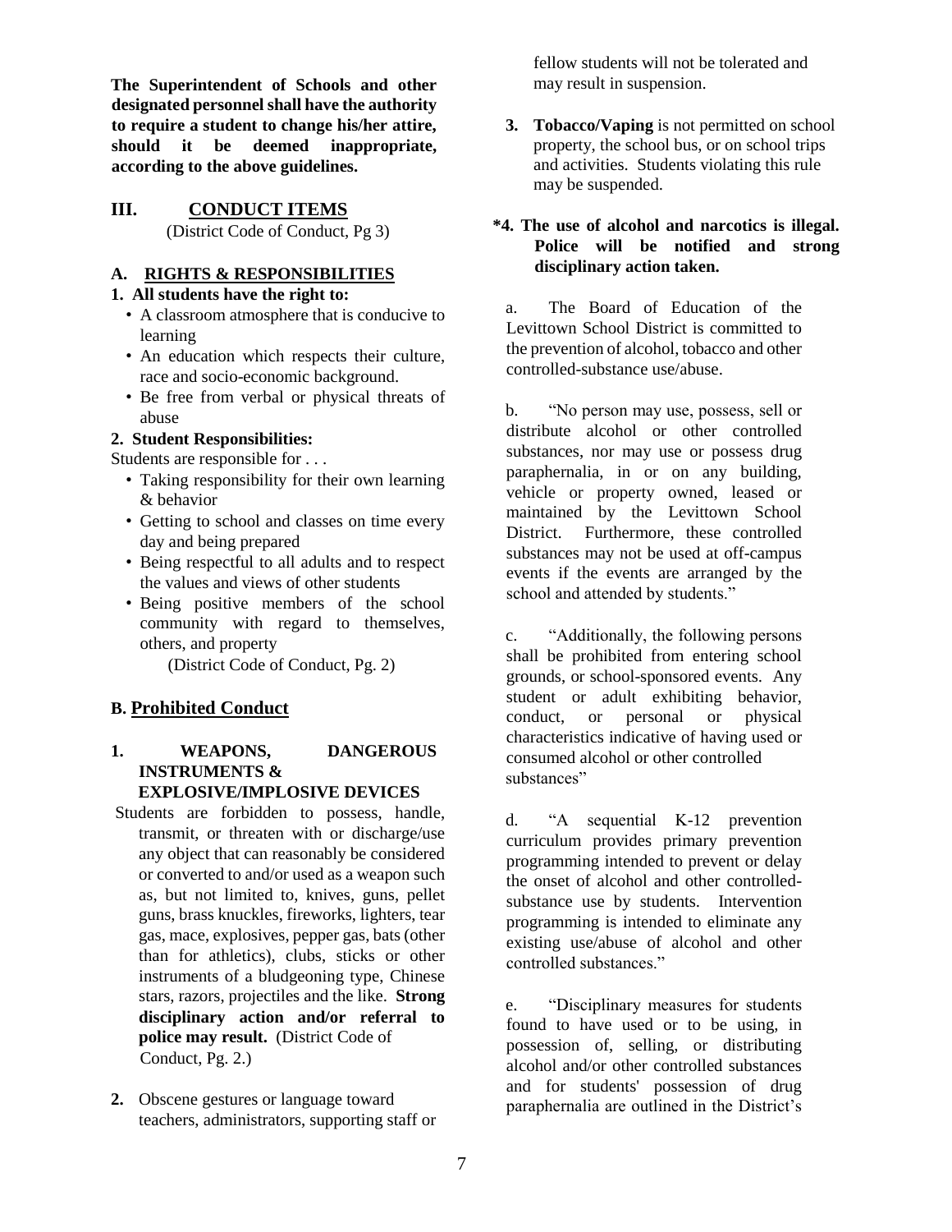**The Superintendent of Schools and other designated personnel shall have the authority to require a student to change his/her attire, should it be deemed inappropriate, according to the above guidelines.**

## III. CONDUCT ITEMS

(District Code of Conduct, Pg 3)

### A. RIGHTS & RESPONSIBILITIES

**1. All students have the right to:**

- A classroom atmosphere that is conducive to learning
- An education which respects their culture, race and socio-economic background.
- Be free from verbal or physical threats of abuse

**2. Student Responsibilities:**

Students are responsible for . . .

- Taking responsibility for their own learning & behavior
- Getting to school and classes on time every day and being prepared
- Being respectful to all adults and to respect the values and views of other students
- Being positive members of the school community with regard to themselves, others, and property

(District Code of Conduct, Pg. 2)

### B. Prohibited Conduct

**1. WEAPONS, DANGEROUS INSTRUMENTS & EXPLOSIVE/IMPLOSIVE DEVICES**

Students are forbidden to possess, handle, transmit, or threaten with or discharge/use any object that can reasonably be considered or converted to and/or used as a weapon such as, but not limited to, knives, guns, pellet guns, brass knuckles, fireworks, lighters, tear gas, mace, explosives, pepper gas, bats (other than for athletics), clubs, sticks or other instruments of a bludgeoning type, Chinese stars, razors, projectiles and the like. **Strong disciplinary action and/or referral to police may result.** (District Code of Conduct, Pg. 2.)

**2.** Obscene gestures or language toward teachers, administrators, supporting staff or fellow students will not be tolerated and may result in suspension.

**3. Tobacco/Vaping** is not permitted on school property, the school bus, or on school trips and activities. Students violating this rule may be suspended.

**\*4. The use of alcohol and narcotics is illegal. Police will be notified and strong disciplinary action taken.**

a. The Board of Education of the Levittown School District is committed to the prevention of alcohol, tobacco and other controlled-substance use/abuse.

b. "No person may use, possess, sell or distribute alcohol or other controlled substances, nor may use or possess drug paraphernalia, in or on any building, vehicle or property owned, leased or maintained by the Levittown School District. Furthermore, these controlled substances may not be used at off-campus events if the events are arranged by the school and attended by students."

c. "Additionally, the following persons shall be prohibited from entering school grounds, or school-sponsored events. Any student or adult exhibiting behavior, conduct, or personal or physical characteristics indicative of having used or consumed alcohol or other controlled substances"

d. "A sequential K-12 prevention curriculum provides primary prevention programming intended to prevent or delay the onset of alcohol and other controlled-substance use by students. Intervention programming is intended to eliminate any existing use/abuse of alcohol and other controlled substances."

e. "Disciplinary measures for students found to have used or to be using, in possession of, selling, or distributing alcohol and/or other controlled substances and for students' possession of drug paraphernalia are outlined in the District's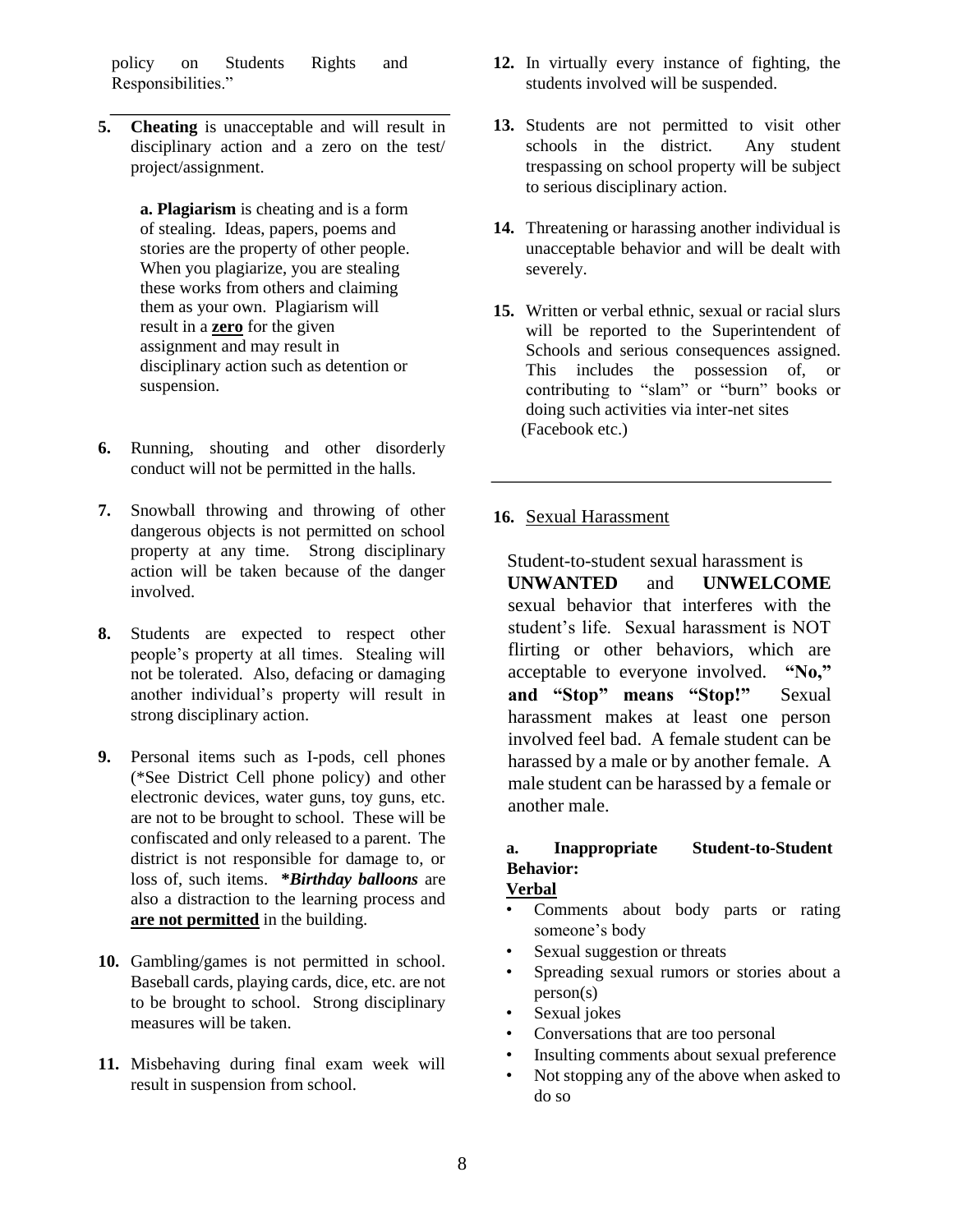policy on Students Rights and Responsibilities."

---

**5.** **Cheating** is unacceptable and will result in disciplinary action and a zero on the test/ project/assignment.

> **a. Plagiarism** is cheating and is a form of stealing. Ideas, papers, poems and stories are the property of other people. When you plagiarize, you are stealing these works from others and claiming them as your own. Plagiarism will result in a <u>**zero**</u> for the given assignment and may result in disciplinary action such as detention or suspension.

**6.** Running, shouting and other disorderly conduct will not be permitted in the halls.

**7.** Snowball throwing and throwing of other dangerous objects is not permitted on school property at any time. Strong disciplinary action will be taken because of the danger involved.

**8.** Students are expected to respect other people's property at all times. Stealing will not be tolerated. Also, defacing or damaging another individual's property will result in strong disciplinary action.

**9.** Personal items such as I-pods, cell phones (*See District Cell phone policy) and other electronic devices, water guns, toy guns, etc. are not to be brought to school. These will be confiscated and only released to a parent. The district is not responsible for damage to, or loss of, such items. ***Birthday balloons*** are also a distraction to the learning process and <u>**are not permitted**</u> in the building.

**10.** Gambling/games is not permitted in school. Baseball cards, playing cards, dice, etc. are not to be brought to school. Strong disciplinary measures will be taken.

**11.** Misbehaving during final exam week will result in suspension from school.

**12.** In virtually every instance of fighting, the students involved will be suspended.

**13.** Students are not permitted to visit other schools in the district. Any student trespassing on school property will be subject to serious disciplinary action.

**14.** Threatening or harassing another individual is unacceptable behavior and will be dealt with severely.

**15.** Written or verbal ethnic, sexual or racial slurs will be reported to the Superintendent of Schools and serious consequences assigned. This includes the possession of, or contributing to "slam" or "burn" books or doing such activities via inter-net sites (Facebook etc.)

---

**16.** <u>Sexual Harassment</u>

Student-to-student sexual harassment is **UNWANTED** and **UNWELCOME** sexual behavior that interferes with the student's life. Sexual harassment is NOT flirting or other behaviors, which are acceptable to everyone involved. **"No," and "Stop" means "Stop!"** Sexual harassment makes at least one person involved feel bad. A female student can be harassed by a male or by another female. A male student can be harassed by a female or another male.

**a. Inappropriate Student-to-Student Behavior:**

<u>**Verbal**</u>

- Comments about body parts or rating someone's body
- Sexual suggestion or threats
- Spreading sexual rumors or stories about a person(s)
- Sexual jokes
- Conversations that are too personal
- Insulting comments about sexual preference
- Not stopping any of the above when asked to do so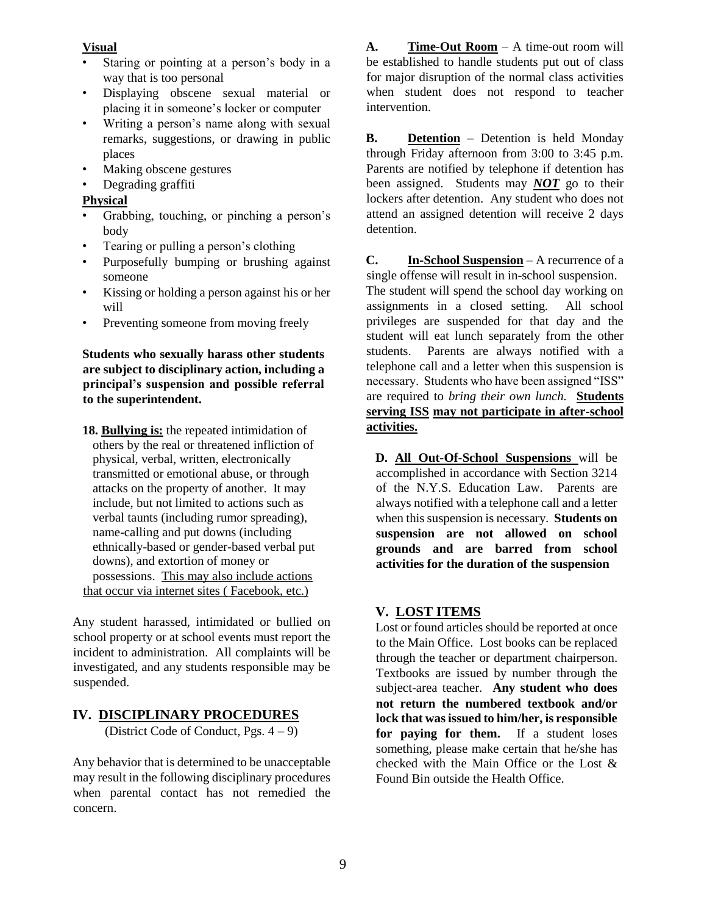**Visual**

- Staring or pointing at a person's body in a way that is too personal
- Displaying obscene sexual material or placing it in someone's locker or computer
- Writing a person's name along with sexual remarks, suggestions, or drawing in public places
- Making obscene gestures
- Degrading graffiti

**Physical**

- Grabbing, touching, or pinching a person's body
- Tearing or pulling a person's clothing
- Purposefully bumping or brushing against someone
- Kissing or holding a person against his or her will
- Preventing someone from moving freely

**Students who sexually harass other students are subject to disciplinary action, including a principal's suspension and possible referral to the superintendent.**

**18. Bullying is:** the repeated intimidation of others by the real or threatened infliction of physical, verbal, written, electronically transmitted or emotional abuse, or through attacks on the property of another. It may include, but not limited to actions such as verbal taunts (including rumor spreading), name-calling and put downs (including ethnically-based or gender-based verbal put downs), and extortion of money or possessions. <u>This may also include actions that occur via internet sites ( Facebook, etc.)</u>

Any student harassed, intimidated or bullied on school property or at school events must report the incident to administration. All complaints will be investigated, and any students responsible may be suspended.

## IV. DISCIPLINARY PROCEDURES

(District Code of Conduct, Pgs. 4 – 9)

Any behavior that is determined to be unacceptable may result in the following disciplinary procedures when parental contact has not remedied the concern.

**A. Time-Out Room** – A time-out room will be established to handle students put out of class for major disruption of the normal class activities when student does not respond to teacher intervention.

**B. Detention** – Detention is held Monday through Friday afternoon from 3:00 to 3:45 p.m. Parents are notified by telephone if detention has been assigned. Students may ***NOT*** go to their lockers after detention. Any student who does not attend an assigned detention will receive 2 days detention.

**C. In-School Suspension** – A recurrence of a single offense will result in in-school suspension. The student will spend the school day working on assignments in a closed setting. All school privileges are suspended for that day and the student will eat lunch separately from the other students. Parents are always notified with a telephone call and a letter when this suspension is necessary. Students who have been assigned "ISS" are required to *bring their own lunch.* **Students serving ISS may not participate in after-school activities.**

**D. All Out-Of-School Suspensions** will be accomplished in accordance with Section 3214 of the N.Y.S. Education Law. Parents are always notified with a telephone call and a letter when this suspension is necessary. **Students on suspension are not allowed on school grounds and are barred from school activities for the duration of the suspension**

## V. LOST ITEMS

Lost or found articles should be reported at once to the Main Office. Lost books can be replaced through the teacher or department chairperson. Textbooks are issued by number through the subject-area teacher. **Any student who does not return the numbered textbook and/or lock that was issued to him/her, is responsible for paying for them.** If a student loses something, please make certain that he/she has checked with the Main Office or the Lost & Found Bin outside the Health Office.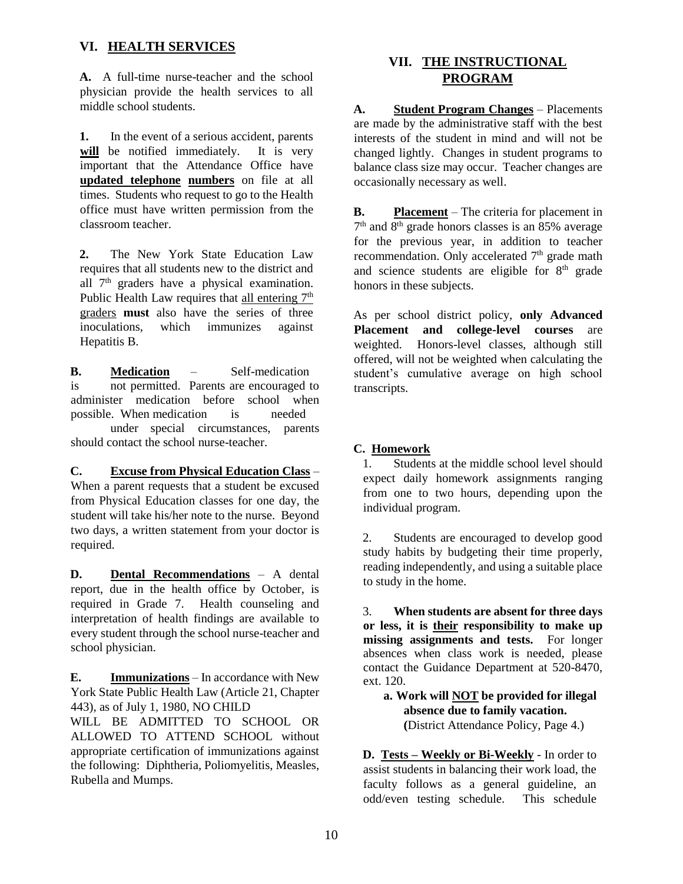## VI. HEALTH SERVICES

**A.** A full-time nurse-teacher and the school physician provide the health services to all middle school students.

**1.** In the event of a serious accident, parents **will** be notified immediately. It is very important that the Attendance Office have **updated telephone numbers** on file at all times. Students who request to go to the Health office must have written permission from the classroom teacher.

**2.** The New York State Education Law requires that all students new to the district and all 7th graders have a physical examination. Public Health Law requires that all entering 7th graders **must** also have the series of three inoculations, which immunizes against Hepatitis B.

**B. Medication** – Self-medication is not permitted. Parents are encouraged to administer medication before school when possible. When medication is needed under special circumstances, parents should contact the school nurse-teacher.

**C. Excuse from Physical Education Class** – When a parent requests that a student be excused from Physical Education classes for one day, the student will take his/her note to the nurse. Beyond two days, a written statement from your doctor is required.

**D. Dental Recommendations** – A dental report, due in the health office by October, is required in Grade 7. Health counseling and interpretation of health findings are available to every student through the school nurse-teacher and school physician.

**E. Immunizations** – In accordance with New York State Public Health Law (Article 21, Chapter 443), as of July 1, 1980, NO CHILD WILL BE ADMITTED TO SCHOOL OR ALLOWED TO ATTEND SCHOOL without appropriate certification of immunizations against the following: Diphtheria, Poliomyelitis, Measles, Rubella and Mumps.

## VII. THE INSTRUCTIONAL PROGRAM

**A. Student Program Changes** – Placements are made by the administrative staff with the best interests of the student in mind and will not be changed lightly. Changes in student programs to balance class size may occur. Teacher changes are occasionally necessary as well.

**B. Placement** – The criteria for placement in 7th and 8th grade honors classes is an 85% average for the previous year, in addition to teacher recommendation. Only accelerated 7th grade math and science students are eligible for 8th grade honors in these subjects.

As per school district policy, **only Advanced Placement and college-level courses** are weighted. Honors-level classes, although still offered, will not be weighted when calculating the student's cumulative average on high school transcripts.

**C. Homework**

1. Students at the middle school level should expect daily homework assignments ranging from one to two hours, depending upon the individual program.

2. Students are encouraged to develop good study habits by budgeting their time properly, reading independently, and using a suitable place to study in the home.

3. **When students are absent for three days or less, it is their responsibility to make up missing assignments and tests.** For longer absences when class work is needed, please contact the Guidance Department at 520-8470, ext. 120.

   **a. Work will NOT be provided for illegal absence due to family vacation.** (District Attendance Policy, Page 4.)

**D. Tests – Weekly or Bi-Weekly** - In order to assist students in balancing their work load, the faculty follows as a general guideline, an odd/even testing schedule. This schedule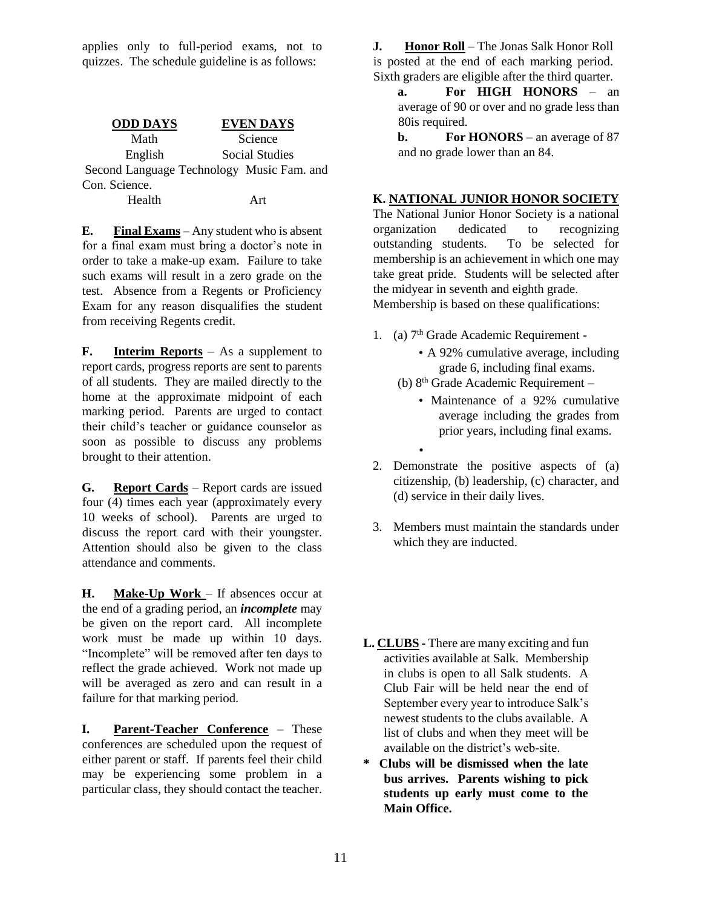applies only to full-period exams, not to quizzes. The schedule guideline is as follows:

| ODD DAYS | EVEN DAYS |
| --- | --- |
| Math | Science |
| English | Social Studies |
| Second Language | Technology Music Fam. and Con. Science. |
| Health | Art |

**E. Final Exams** – Any student who is absent for a final exam must bring a doctor's note in order to take a make-up exam. Failure to take such exams will result in a zero grade on the test. Absence from a Regents or Proficiency Exam for any reason disqualifies the student from receiving Regents credit.

**F. Interim Reports** – As a supplement to report cards, progress reports are sent to parents of all students. They are mailed directly to the home at the approximate midpoint of each marking period. Parents are urged to contact their child's teacher or guidance counselor as soon as possible to discuss any problems brought to their attention.

**G. Report Cards** – Report cards are issued four (4) times each year (approximately every 10 weeks of school). Parents are urged to discuss the report card with their youngster. Attention should also be given to the class attendance and comments.

**H. Make-Up Work** – If absences occur at the end of a grading period, an ***incomplete*** may be given on the report card. All incomplete work must be made up within 10 days. "Incomplete" will be removed after ten days to reflect the grade achieved. Work not made up will be averaged as zero and can result in a failure for that marking period.

**I. Parent-Teacher Conference** – These conferences are scheduled upon the request of either parent or staff. If parents feel their child may be experiencing some problem in a particular class, they should contact the teacher.

**J. Honor Roll** – The Jonas Salk Honor Roll is posted at the end of each marking period. Sixth graders are eligible after the third quarter.

- **a. For HIGH HONORS** – an average of 90 or over and no grade less than 80is required.
- **b. For HONORS** – an average of 87 and no grade lower than an 84.

**K. NATIONAL JUNIOR HONOR SOCIETY**

The National Junior Honor Society is a national organization dedicated to recognizing outstanding students. To be selected for membership is an achievement in which one may take great pride. Students will be selected after the midyear in seventh and eighth grade. Membership is based on these qualifications:

1. (a) 7th Grade Academic Requirement -
   - A 92% cumulative average, including grade 6, including final exams.

   (b) 8th Grade Academic Requirement –
   - Maintenance of a 92% cumulative average including the grades from prior years, including final exams.
   -
2. Demonstrate the positive aspects of (a) citizenship, (b) leadership, (c) character, and (d) service in their daily lives.
3. Members must maintain the standards under which they are inducted.

**L. CLUBS** - There are many exciting and fun activities available at Salk. Membership in clubs is open to all Salk students. A Club Fair will be held near the end of September every year to introduce Salk's newest students to the clubs available. A list of clubs and when they meet will be available on the district's web-site.

**\* Clubs will be dismissed when the late bus arrives. Parents wishing to pick students up early must come to the Main Office.**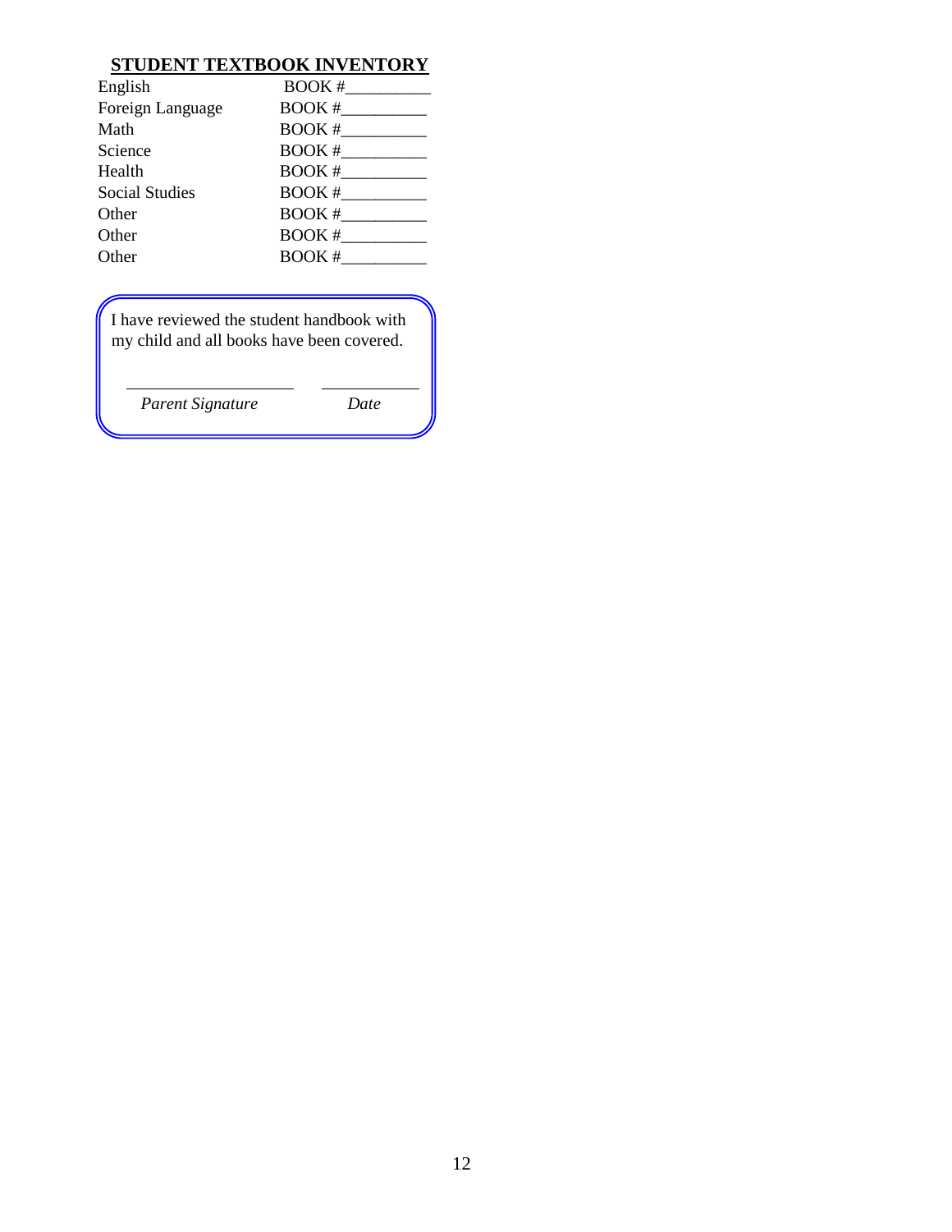## STUDENT TEXTBOOK INVENTORY

| | |
|---|---|
| English | BOOK #__________ |
| Foreign Language | BOOK #__________ |
| Math | BOOK #__________ |
| Science | BOOK #__________ |
| Health | BOOK #__________ |
| Social Studies | BOOK #__________ |
| Other | BOOK #__________ |
| Other | BOOK #__________ |
| Other | BOOK #__________ |

I have reviewed the student handbook with my child and all books have been covered.

____________________ ____________

*Parent Signature* *Date*